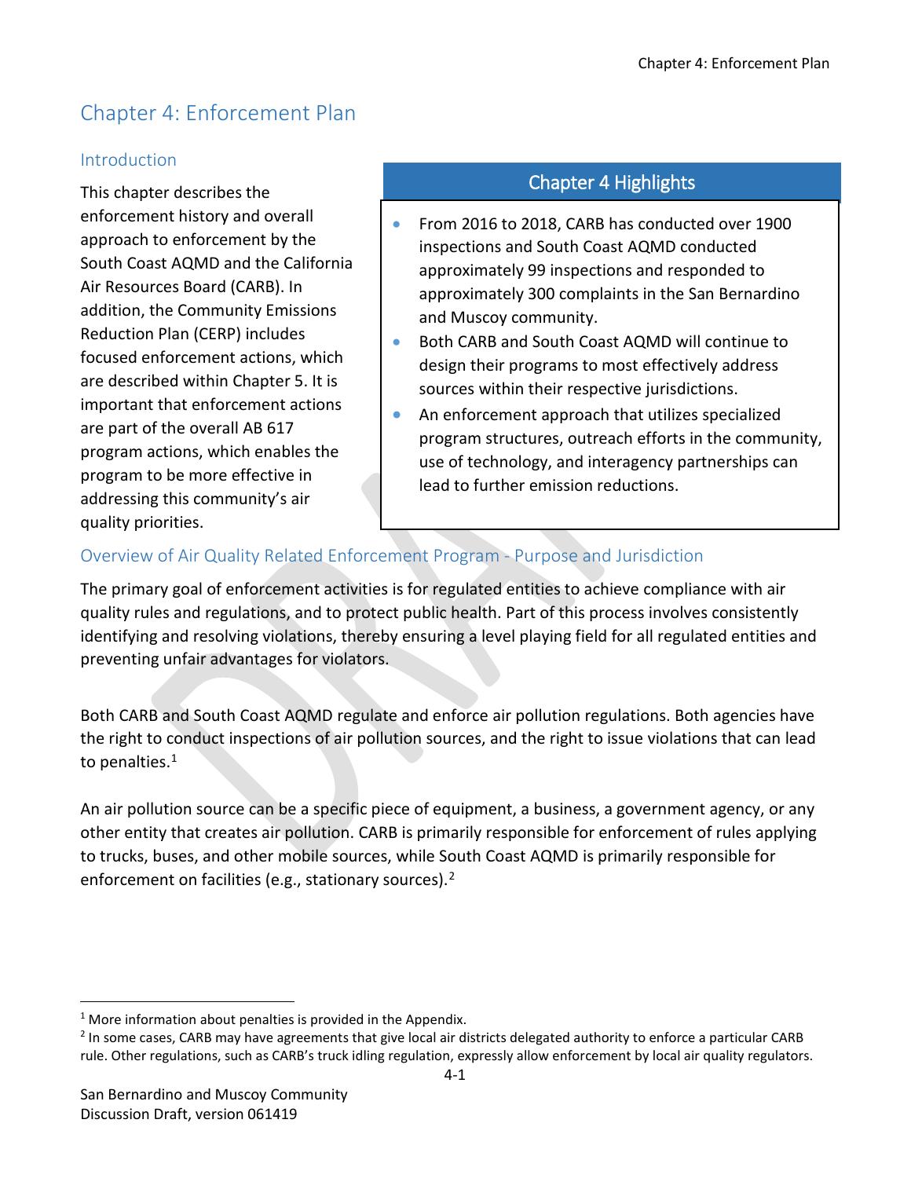# Chapter 4: Enforcement Plan

## Introduction

This chapter describes the enforcement history and overall approach to enforcement by the South Coast AQMD and the California Air Resources Board (CARB). In addition, the Community Emissions Reduction Plan (CERP) includes focused enforcement actions, which are described within Chapter 5. It is important that enforcement actions are part of the overall AB 617 program actions, which enables the program to be more effective in addressing this community's air quality priorities.

### Chapter 4 Highlights

- From 2016 to 2018, CARB has conducted over 1900 inspections and South Coast AQMD conducted approximately 99 inspections and responded to approximately 300 complaints in the San Bernardino and Muscoy community.
- Both CARB and South Coast AQMD will continue to design their programs to most effectively address sources within their respective jurisdictions.
- An enforcement approach that utilizes specialized program structures, outreach efforts in the community, use of technology, and interagency partnerships can lead to further emission reductions.

## Overview of Air Quality Related Enforcement Program - Purpose and Jurisdiction

The primary goal of enforcement activities is for regulated entities to achieve compliance with air quality rules and regulations, and to protect public health. Part of this process involves consistently identifying and resolving violations, thereby ensuring a level playing field for all regulated entities and preventing unfair advantages for violators.

Both CARB and South Coast AQMD regulate and enforce air pollution regulations. Both agencies have the right to conduct inspections of air pollution sources, and the right to issue violations that can lead to penalties.[1]

An air pollution source can be a specific piece of equipment, a business, a government agency, or any other entity that creates air pollution. CARB is primarily responsible for enforcement of rules applying to trucks, buses, and other mobile sources, while South Coast AQMD is primarily responsible for enforcement on facilities (e.g., stationary sources).[2]

---

[1] More information about penalties is provided in the Appendix.

[2] In some cases, CARB may have agreements that give local air districts delegated authority to enforce a particular CARB rule. Other regulations, such as CARB's truck idling regulation, expressly allow enforcement by local air quality regulators.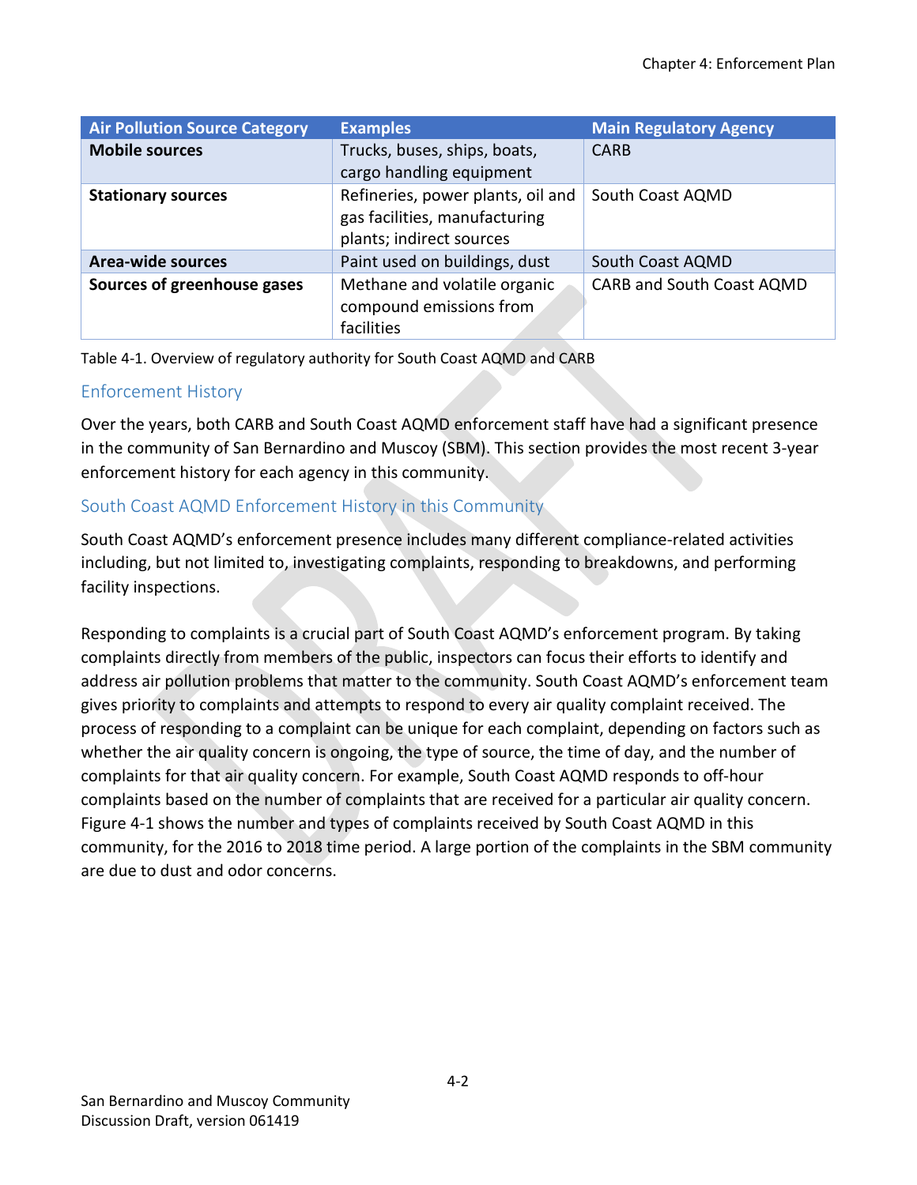| Air Pollution Source Category | Examples | Main Regulatory Agency |
| --- | --- | --- |
| **Mobile sources** | Trucks, buses, ships, boats, cargo handling equipment | CARB |
| **Stationary sources** | Refineries, power plants, oil and gas facilities, manufacturing plants; indirect sources | South Coast AQMD |
| **Area-wide sources** | Paint used on buildings, dust | South Coast AQMD |
| **Sources of greenhouse gases** | Methane and volatile organic compound emissions from facilities | CARB and South Coast AQMD |

Table 4-1. Overview of regulatory authority for South Coast AQMD and CARB

## Enforcement History

Over the years, both CARB and South Coast AQMD enforcement staff have had a significant presence in the community of San Bernardino and Muscoy (SBM). This section provides the most recent 3-year enforcement history for each agency in this community.

### South Coast AQMD Enforcement History in this Community

South Coast AQMD's enforcement presence includes many different compliance-related activities including, but not limited to, investigating complaints, responding to breakdowns, and performing facility inspections.

Responding to complaints is a crucial part of South Coast AQMD's enforcement program. By taking complaints directly from members of the public, inspectors can focus their efforts to identify and address air pollution problems that matter to the community. South Coast AQMD's enforcement team gives priority to complaints and attempts to respond to every air quality complaint received. The process of responding to a complaint can be unique for each complaint, depending on factors such as whether the air quality concern is ongoing, the type of source, the time of day, and the number of complaints for that air quality concern. For example, South Coast AQMD responds to off-hour complaints based on the number of complaints that are received for a particular air quality concern. Figure 4-1 shows the number and types of complaints received by South Coast AQMD in this community, for the 2016 to 2018 time period. A large portion of the complaints in the SBM community are due to dust and odor concerns.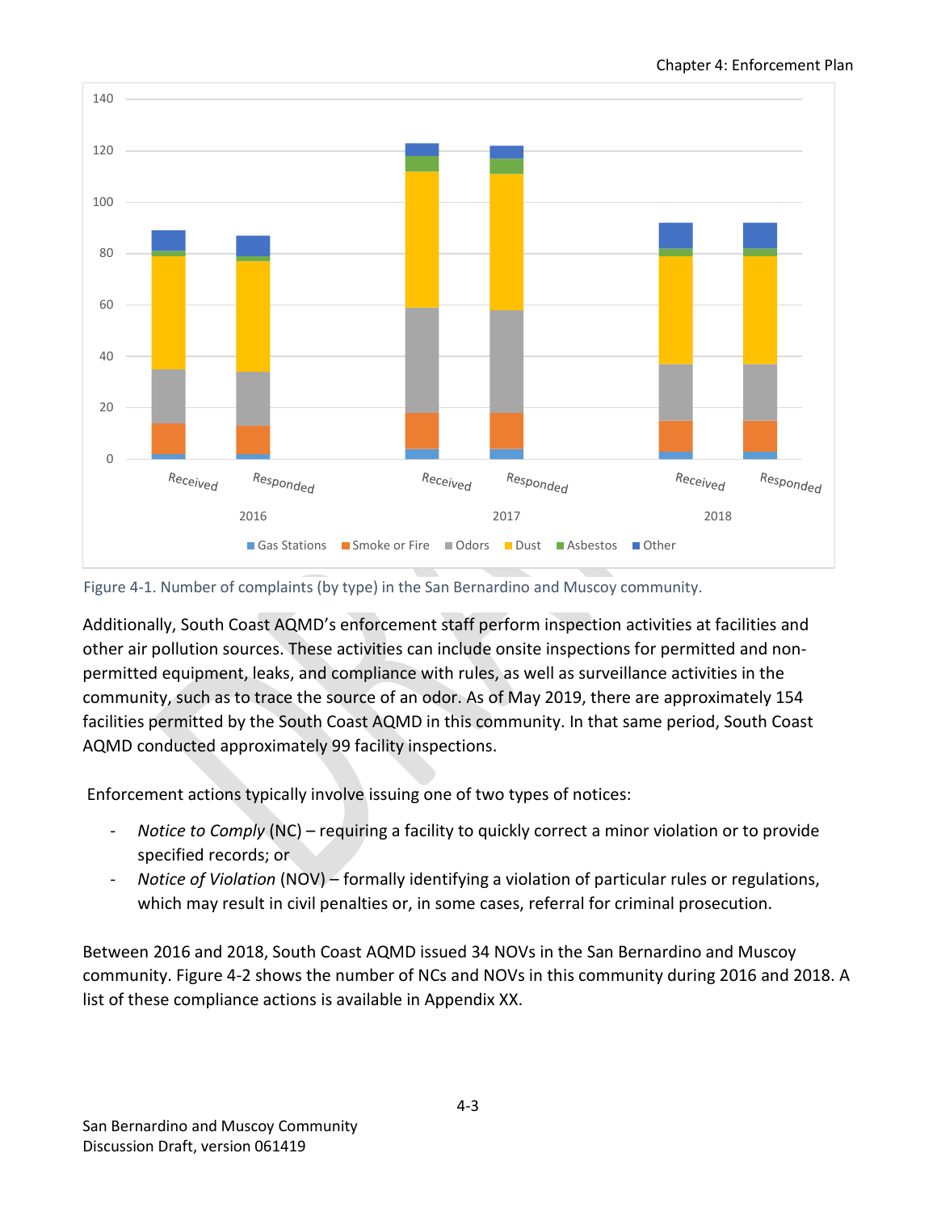140
120
100
80
60
40
20
0

Received Responded
2016

Received Responded
2017

Received Responded
2018

Gas Stations, Smoke or Fire, Odors, Dust, Asbestos, Other

Figure 4-1. Number of complaints (by type) in the San Bernardino and Muscoy community.

Additionally, South Coast AQMD's enforcement staff perform inspection activities at facilities and other air pollution sources. These activities can include onsite inspections for permitted and non-permitted equipment, leaks, and compliance with rules, as well as surveillance activities in the community, such as to trace the source of an odor. As of May 2019, there are approximately 154 facilities permitted by the South Coast AQMD in this community. In that same period, South Coast AQMD conducted approximately 99 facility inspections.

Enforcement actions typically involve issuing one of two types of notices:

- *Notice to Comply* (NC) – requiring a facility to quickly correct a minor violation or to provide specified records; or
- *Notice of Violation* (NOV) – formally identifying a violation of particular rules or regulations, which may result in civil penalties or, in some cases, referral for criminal prosecution.

Between 2016 and 2018, South Coast AQMD issued 34 NOVs in the San Bernardino and Muscoy community. Figure 4-2 shows the number of NCs and NOVs in this community during 2016 and 2018. A list of these compliance actions is available in Appendix XX.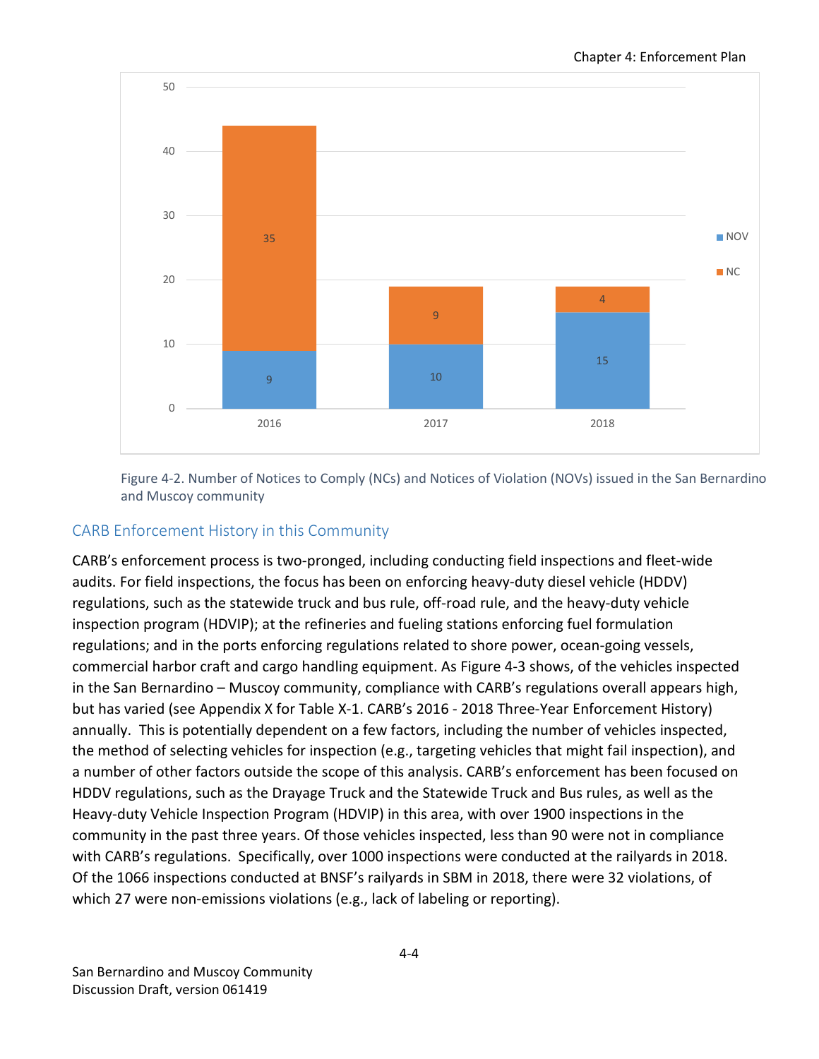50
40
30
20
10
0

35
9
9
10
4
15

2016
2017
2018

NOV
NC

Figure 4-2. Number of Notices to Comply (NCs) and Notices of Violation (NOVs) issued in the San Bernardino and Muscoy community

## CARB Enforcement History in this Community

CARB's enforcement process is two-pronged, including conducting field inspections and fleet-wide audits. For field inspections, the focus has been on enforcing heavy-duty diesel vehicle (HDDV) regulations, such as the statewide truck and bus rule, off-road rule, and the heavy-duty vehicle inspection program (HDVIP); at the refineries and fueling stations enforcing fuel formulation regulations; and in the ports enforcing regulations related to shore power, ocean-going vessels, commercial harbor craft and cargo handling equipment. As Figure 4-3 shows, of the vehicles inspected in the San Bernardino – Muscoy community, compliance with CARB's regulations overall appears high, but has varied (see Appendix X for Table X-1. CARB's 2016 - 2018 Three-Year Enforcement History) annually. This is potentially dependent on a few factors, including the number of vehicles inspected, the method of selecting vehicles for inspection (e.g., targeting vehicles that might fail inspection), and a number of other factors outside the scope of this analysis. CARB's enforcement has been focused on HDDV regulations, such as the Drayage Truck and the Statewide Truck and Bus rules, as well as the Heavy-duty Vehicle Inspection Program (HDVIP) in this area, with over 1900 inspections in the community in the past three years. Of those vehicles inspected, less than 90 were not in compliance with CARB's regulations. Specifically, over 1000 inspections were conducted at the railyards in 2018. Of the 1066 inspections conducted at BNSF's railyards in SBM in 2018, there were 32 violations, of which 27 were non-emissions violations (e.g., lack of labeling or reporting).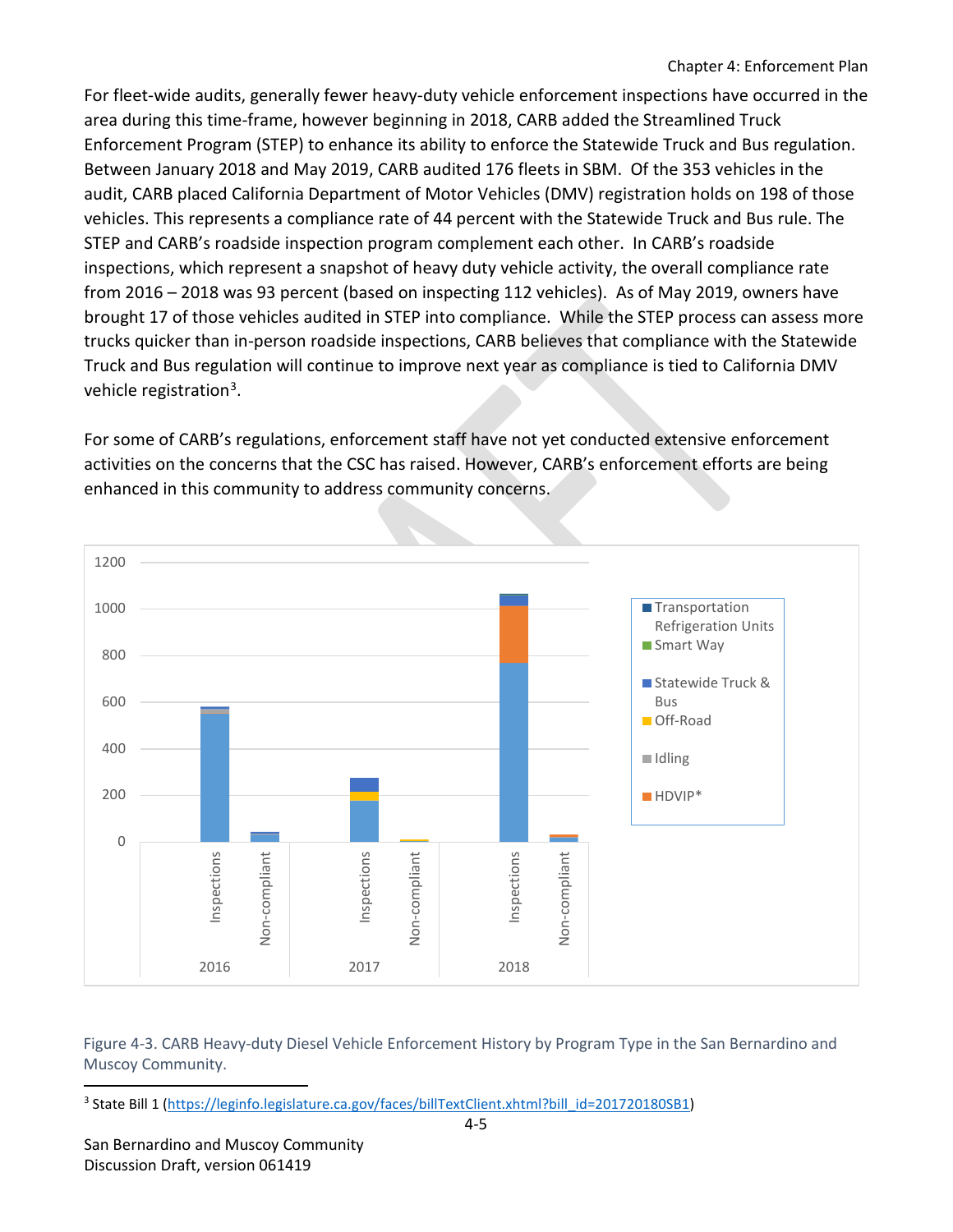For fleet-wide audits, generally fewer heavy-duty vehicle enforcement inspections have occurred in the area during this time-frame, however beginning in 2018, CARB added the Streamlined Truck Enforcement Program (STEP) to enhance its ability to enforce the Statewide Truck and Bus regulation. Between January 2018 and May 2019, CARB audited 176 fleets in SBM. Of the 353 vehicles in the audit, CARB placed California Department of Motor Vehicles (DMV) registration holds on 198 of those vehicles. This represents a compliance rate of 44 percent with the Statewide Truck and Bus rule. The STEP and CARB's roadside inspection program complement each other. In CARB's roadside inspections, which represent a snapshot of heavy duty vehicle activity, the overall compliance rate from 2016 – 2018 was 93 percent (based on inspecting 112 vehicles). As of May 2019, owners have brought 17 of those vehicles audited in STEP into compliance. While the STEP process can assess more trucks quicker than in-person roadside inspections, CARB believes that compliance with the Statewide Truck and Bus regulation will continue to improve next year as compliance is tied to California DMV vehicle registration[3].

For some of CARB's regulations, enforcement staff have not yet conducted extensive enforcement activities on the concerns that the CSC has raised. However, CARB's enforcement efforts are being enhanced in this community to address community concerns.

1200
1000
800
600
400
200
0

Inspections
Non-compliant
2016
Inspections
Non-compliant
2017
Inspections
Non-compliant
2018

Transportation Refrigeration Units
Smart Way
Statewide Truck & Bus
Off-Road
Idling
HDVIP*

Figure 4-3. CARB Heavy-duty Diesel Vehicle Enforcement History by Program Type in the San Bernardino and Muscoy Community.

[3] State Bill 1 (https://leginfo.legislature.ca.gov/faces/billTextClient.xhtml?bill_id=201720180SB1)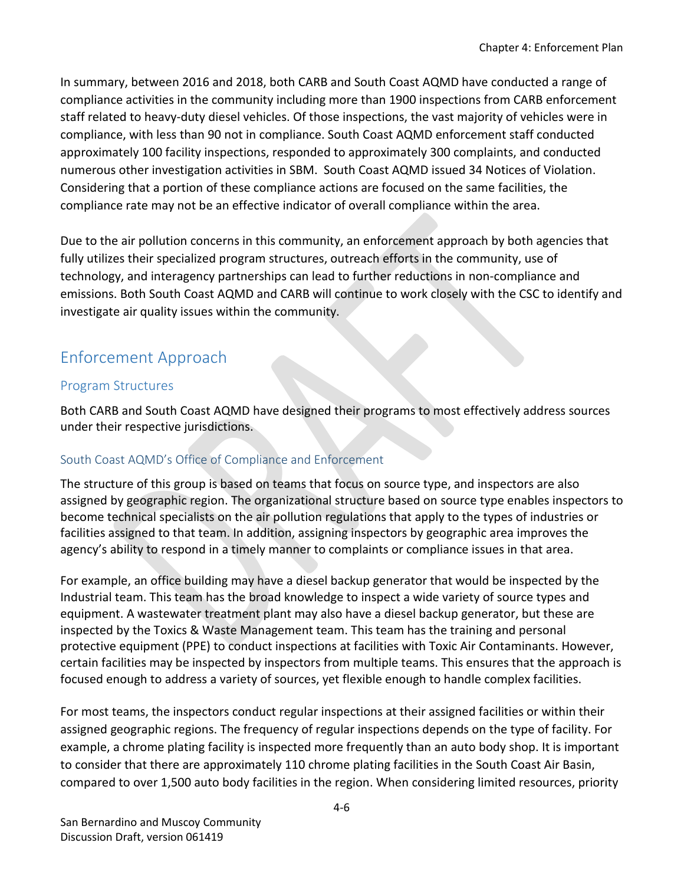In summary, between 2016 and 2018, both CARB and South Coast AQMD have conducted a range of compliance activities in the community including more than 1900 inspections from CARB enforcement staff related to heavy-duty diesel vehicles. Of those inspections, the vast majority of vehicles were in compliance, with less than 90 not in compliance. South Coast AQMD enforcement staff conducted approximately 100 facility inspections, responded to approximately 300 complaints, and conducted numerous other investigation activities in SBM. South Coast AQMD issued 34 Notices of Violation. Considering that a portion of these compliance actions are focused on the same facilities, the compliance rate may not be an effective indicator of overall compliance within the area.

Due to the air pollution concerns in this community, an enforcement approach by both agencies that fully utilizes their specialized program structures, outreach efforts in the community, use of technology, and interagency partnerships can lead to further reductions in non-compliance and emissions. Both South Coast AQMD and CARB will continue to work closely with the CSC to identify and investigate air quality issues within the community.

## Enforcement Approach

### Program Structures

Both CARB and South Coast AQMD have designed their programs to most effectively address sources under their respective jurisdictions.

#### South Coast AQMD's Office of Compliance and Enforcement

The structure of this group is based on teams that focus on source type, and inspectors are also assigned by geographic region. The organizational structure based on source type enables inspectors to become technical specialists on the air pollution regulations that apply to the types of industries or facilities assigned to that team. In addition, assigning inspectors by geographic area improves the agency's ability to respond in a timely manner to complaints or compliance issues in that area.

For example, an office building may have a diesel backup generator that would be inspected by the Industrial team. This team has the broad knowledge to inspect a wide variety of source types and equipment. A wastewater treatment plant may also have a diesel backup generator, but these are inspected by the Toxics & Waste Management team. This team has the training and personal protective equipment (PPE) to conduct inspections at facilities with Toxic Air Contaminants. However, certain facilities may be inspected by inspectors from multiple teams. This ensures that the approach is focused enough to address a variety of sources, yet flexible enough to handle complex facilities.

For most teams, the inspectors conduct regular inspections at their assigned facilities or within their assigned geographic regions. The frequency of regular inspections depends on the type of facility. For example, a chrome plating facility is inspected more frequently than an auto body shop. It is important to consider that there are approximately 110 chrome plating facilities in the South Coast Air Basin, compared to over 1,500 auto body facilities in the region. When considering limited resources, priority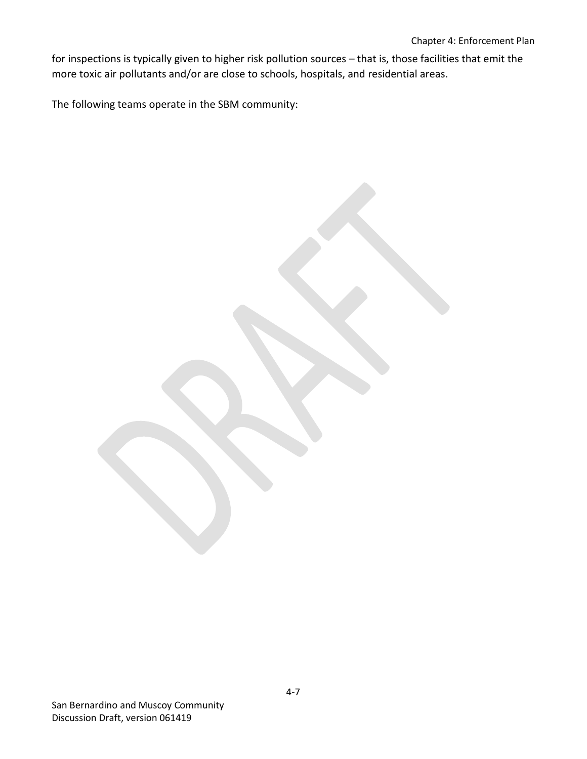for inspections is typically given to higher risk pollution sources – that is, those facilities that emit the more toxic air pollutants and/or are close to schools, hospitals, and residential areas.

The following teams operate in the SBM community: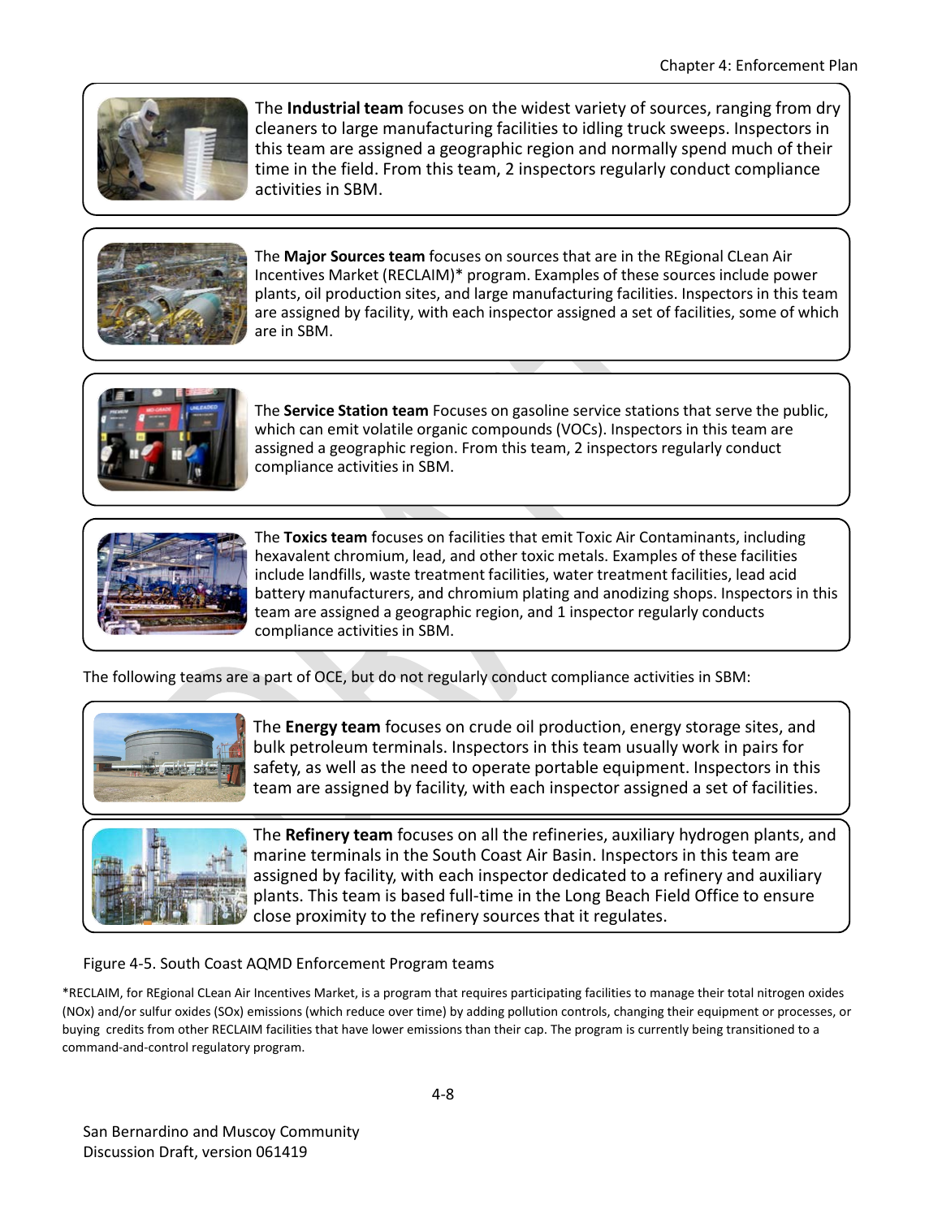The **Industrial team** focuses on the widest variety of sources, ranging from dry cleaners to large manufacturing facilities to idling truck sweeps. Inspectors in this team are assigned a geographic region and normally spend much of their time in the field. From this team, 2 inspectors regularly conduct compliance activities in SBM.

The **Major Sources team** focuses on sources that are in the REgional CLean Air Incentives Market (RECLAIM)* program. Examples of these sources include power plants, oil production sites, and large manufacturing facilities. Inspectors in this team are assigned by facility, with each inspector assigned a set of facilities, some of which are in SBM.

The **Service Station team** Focuses on gasoline service stations that serve the public, which can emit volatile organic compounds (VOCs). Inspectors in this team are assigned a geographic region. From this team, 2 inspectors regularly conduct compliance activities in SBM.

The **Toxics team** focuses on facilities that emit Toxic Air Contaminants, including hexavalent chromium, lead, and other toxic metals. Examples of these facilities include landfills, waste treatment facilities, water treatment facilities, lead acid battery manufacturers, and chromium plating and anodizing shops. Inspectors in this team are assigned a geographic region, and 1 inspector regularly conducts compliance activities in SBM.

The following teams are a part of OCE, but do not regularly conduct compliance activities in SBM:

The **Energy team** focuses on crude oil production, energy storage sites, and bulk petroleum terminals. Inspectors in this team usually work in pairs for safety, as well as the need to operate portable equipment. Inspectors in this team are assigned by facility, with each inspector assigned a set of facilities.

The **Refinery team** focuses on all the refineries, auxiliary hydrogen plants, and marine terminals in the South Coast Air Basin. Inspectors in this team are assigned by facility, with each inspector dedicated to a refinery and auxiliary plants. This team is based full-time in the Long Beach Field Office to ensure close proximity to the refinery sources that it regulates.

Figure 4-5. South Coast AQMD Enforcement Program teams

*RECLAIM, for REgional CLean Air Incentives Market, is a program that requires participating facilities to manage their total nitrogen oxides (NOx) and/or sulfur oxides (SOx) emissions (which reduce over time) by adding pollution controls, changing their equipment or processes, or buying credits from other RECLAIM facilities that have lower emissions than their cap. The program is currently being transitioned to a command-and-control regulatory program.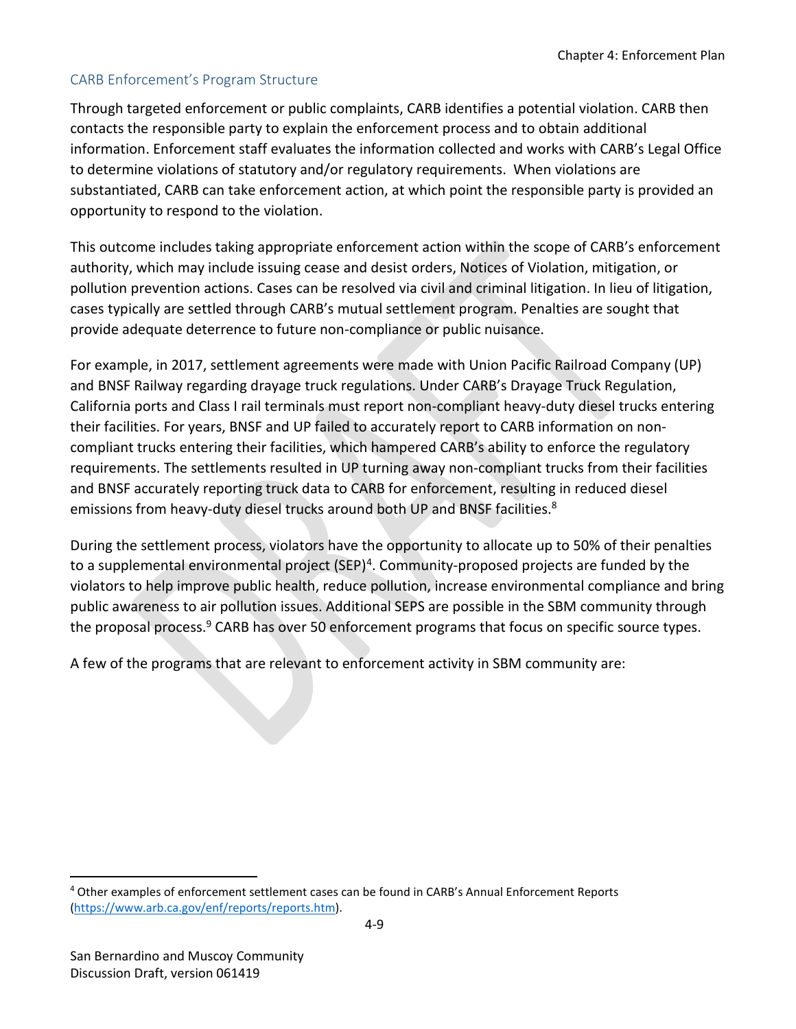### CARB Enforcement's Program Structure

Through targeted enforcement or public complaints, CARB identifies a potential violation. CARB then contacts the responsible party to explain the enforcement process and to obtain additional information. Enforcement staff evaluates the information collected and works with CARB's Legal Office to determine violations of statutory and/or regulatory requirements. When violations are substantiated, CARB can take enforcement action, at which point the responsible party is provided an opportunity to respond to the violation.

This outcome includes taking appropriate enforcement action within the scope of CARB's enforcement authority, which may include issuing cease and desist orders, Notices of Violation, mitigation, or pollution prevention actions. Cases can be resolved via civil and criminal litigation. In lieu of litigation, cases typically are settled through CARB's mutual settlement program. Penalties are sought that provide adequate deterrence to future non-compliance or public nuisance.

For example, in 2017, settlement agreements were made with Union Pacific Railroad Company (UP) and BNSF Railway regarding drayage truck regulations. Under CARB's Drayage Truck Regulation, California ports and Class I rail terminals must report non-compliant heavy-duty diesel trucks entering their facilities. For years, BNSF and UP failed to accurately report to CARB information on non-compliant trucks entering their facilities, which hampered CARB's ability to enforce the regulatory requirements. The settlements resulted in UP turning away non-compliant trucks from their facilities and BNSF accurately reporting truck data to CARB for enforcement, resulting in reduced diesel emissions from heavy-duty diesel trucks around both UP and BNSF facilities.[8]

During the settlement process, violators have the opportunity to allocate up to 50% of their penalties to a supplemental environmental project (SEP)[4]. Community-proposed projects are funded by the violators to help improve public health, reduce pollution, increase environmental compliance and bring public awareness to air pollution issues. Additional SEPS are possible in the SBM community through the proposal process.[9] CARB has over 50 enforcement programs that focus on specific source types.

A few of the programs that are relevant to enforcement activity in SBM community are:

---

[4] Other examples of enforcement settlement cases can be found in CARB's Annual Enforcement Reports (https://www.arb.ca.gov/enf/reports/reports.htm).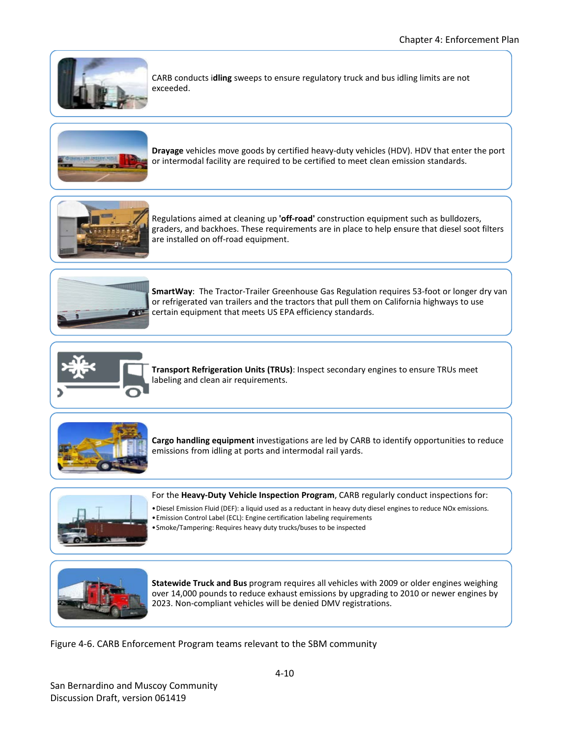CARB conducts i**dling** sweeps to ensure regulatory truck and bus idling limits are not exceeded.

**Drayage** vehicles move goods by certified heavy-duty vehicles (HDV). HDV that enter the port or intermodal facility are required to be certified to meet clean emission standards.

Regulations aimed at cleaning up **'off-road'** construction equipment such as bulldozers, graders, and backhoes. These requirements are in place to help ensure that diesel soot filters are installed on off-road equipment.

**SmartWay**: The Tractor-Trailer Greenhouse Gas Regulation requires 53-foot or longer dry van or refrigerated van trailers and the tractors that pull them on California highways to use certain equipment that meets US EPA efficiency standards.

**Transport Refrigeration Units (TRUs)**: Inspect secondary engines to ensure TRUs meet labeling and clean air requirements.

**Cargo handling equipment** investigations are led by CARB to identify opportunities to reduce emissions from idling at ports and intermodal rail yards.

For the **Heavy-Duty Vehicle Inspection Program**, CARB regularly conduct inspections for:

- Diesel Emission Fluid (DEF): a liquid used as a reductant in heavy duty diesel engines to reduce NOx emissions.
- Emission Control Label (ECL): Engine certification labeling requirements
- Smoke/Tampering: Requires heavy duty trucks/buses to be inspected

**Statewide Truck and Bus** program requires all vehicles with 2009 or older engines weighing over 14,000 pounds to reduce exhaust emissions by upgrading to 2010 or newer engines by 2023. Non-compliant vehicles will be denied DMV registrations.

Figure 4-6. CARB Enforcement Program teams relevant to the SBM community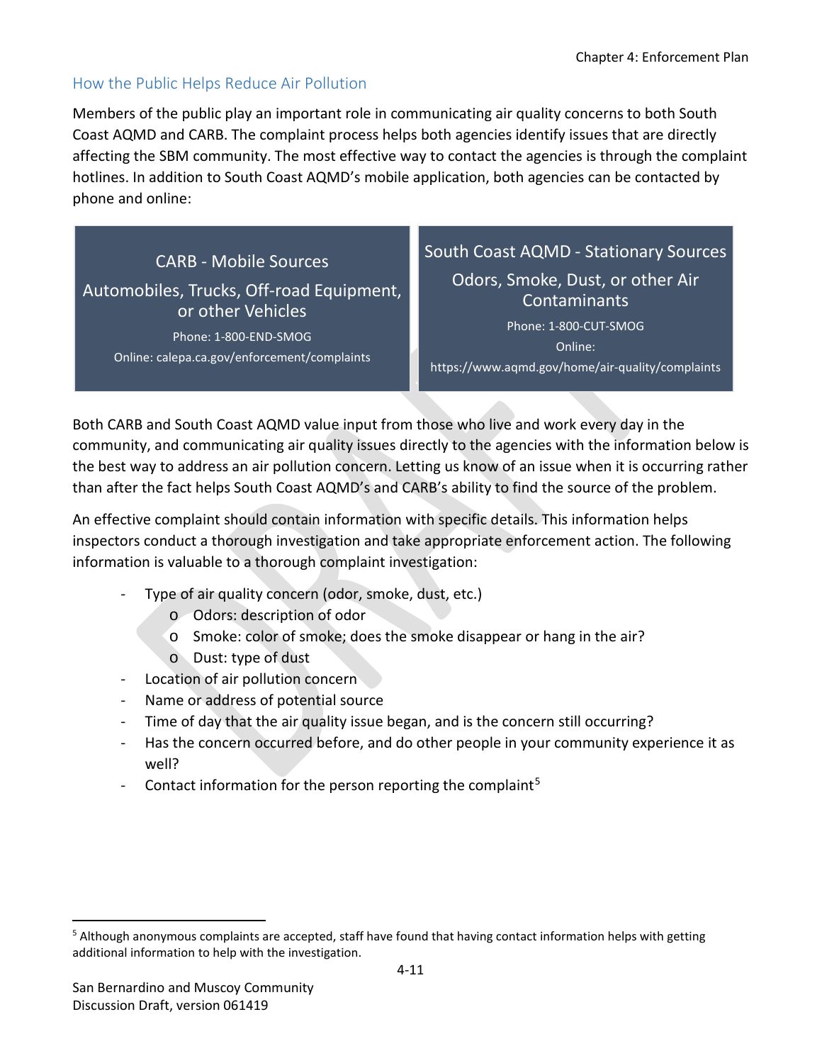## How the Public Helps Reduce Air Pollution

Members of the public play an important role in communicating air quality concerns to both South Coast AQMD and CARB. The complaint process helps both agencies identify issues that are directly affecting the SBM community. The most effective way to contact the agencies is through the complaint hotlines. In addition to South Coast AQMD's mobile application, both agencies can be contacted by phone and online:

| CARB - Mobile Sources | South Coast AQMD - Stationary Sources |
|---|---|
| Automobiles, Trucks, Off-road Equipment, or other Vehicles | Odors, Smoke, Dust, or other Air Contaminants |
| Phone: 1-800-END-SMOG | Phone: 1-800-CUT-SMOG |
| Online: calepa.ca.gov/enforcement/complaints | Online: https://www.aqmd.gov/home/air-quality/complaints |

Both CARB and South Coast AQMD value input from those who live and work every day in the community, and communicating air quality issues directly to the agencies with the information below is the best way to address an air pollution concern. Letting us know of an issue when it is occurring rather than after the fact helps South Coast AQMD's and CARB's ability to find the source of the problem.

An effective complaint should contain information with specific details. This information helps inspectors conduct a thorough investigation and take appropriate enforcement action. The following information is valuable to a thorough complaint investigation:

- Type of air quality concern (odor, smoke, dust, etc.)
  - Odors: description of odor
  - Smoke: color of smoke; does the smoke disappear or hang in the air?
  - Dust: type of dust
- Location of air pollution concern
- Name or address of potential source
- Time of day that the air quality issue began, and is the concern still occurring?
- Has the concern occurred before, and do other people in your community experience it as well?
- Contact information for the person reporting the complaint[5]

[5] Although anonymous complaints are accepted, staff have found that having contact information helps with getting additional information to help with the investigation.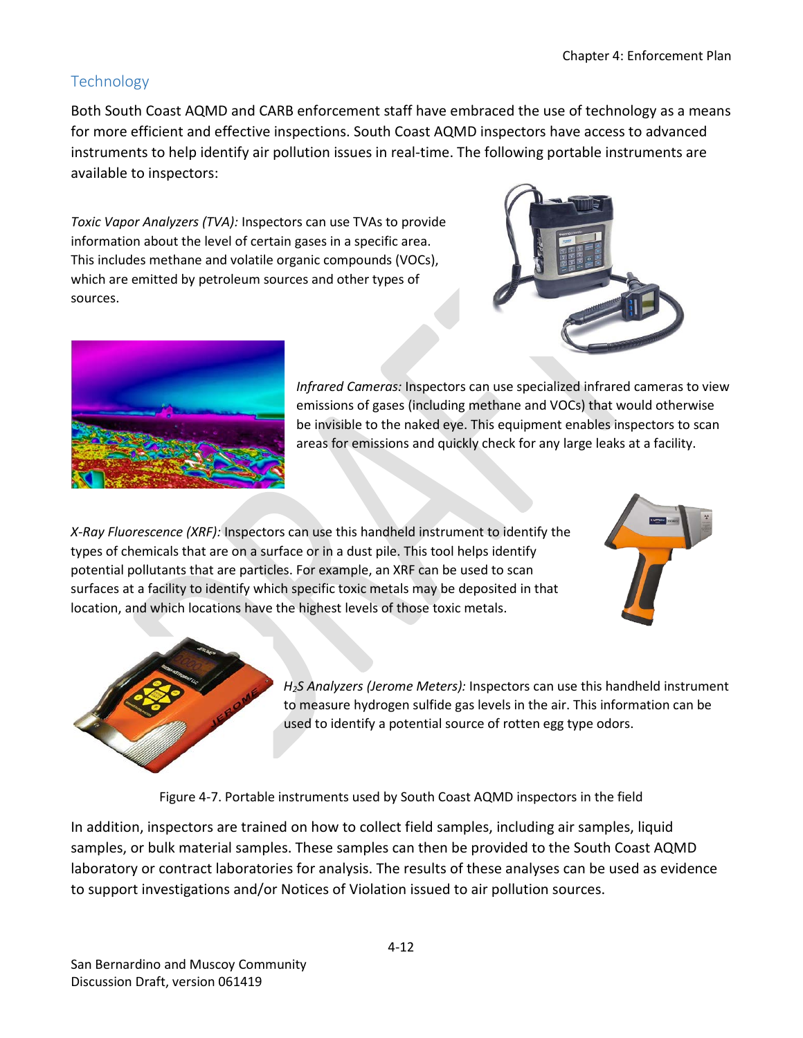## Technology

Both South Coast AQMD and CARB enforcement staff have embraced the use of technology as a means for more efficient and effective inspections. South Coast AQMD inspectors have access to advanced instruments to help identify air pollution issues in real-time. The following portable instruments are available to inspectors:

*Toxic Vapor Analyzers (TVA):* Inspectors can use TVAs to provide information about the level of certain gases in a specific area. This includes methane and volatile organic compounds (VOCs), which are emitted by petroleum sources and other types of sources.

*Infrared Cameras:* Inspectors can use specialized infrared cameras to view emissions of gases (including methane and VOCs) that would otherwise be invisible to the naked eye. This equipment enables inspectors to scan areas for emissions and quickly check for any large leaks at a facility.

*X-Ray Fluorescence (XRF):* Inspectors can use this handheld instrument to identify the types of chemicals that are on a surface or in a dust pile. This tool helps identify potential pollutants that are particles. For example, an XRF can be used to scan surfaces at a facility to identify which specific toxic metals may be deposited in that location, and which locations have the highest levels of those toxic metals.

*$H_2S$ Analyzers (Jerome Meters):* Inspectors can use this handheld instrument to measure hydrogen sulfide gas levels in the air. This information can be used to identify a potential source of rotten egg type odors.

Figure 4-7. Portable instruments used by South Coast AQMD inspectors in the field

In addition, inspectors are trained on how to collect field samples, including air samples, liquid samples, or bulk material samples. These samples can then be provided to the South Coast AQMD laboratory or contract laboratories for analysis. The results of these analyses can be used as evidence to support investigations and/or Notices of Violation issued to air pollution sources.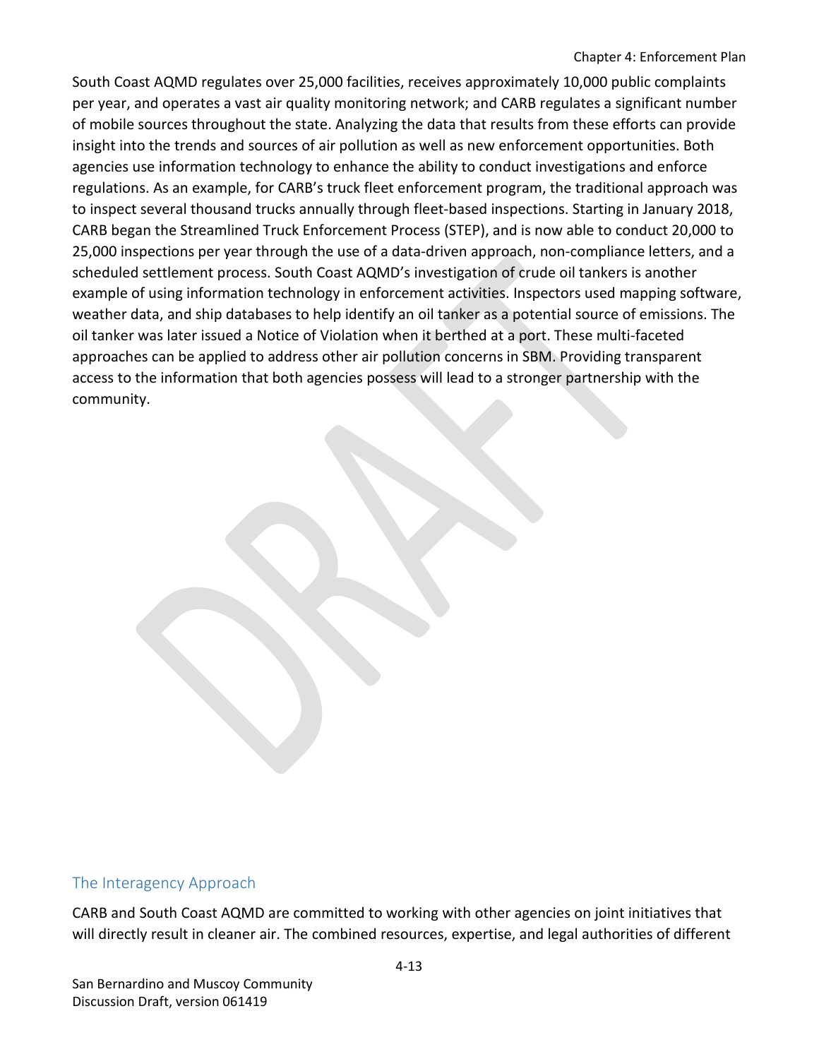South Coast AQMD regulates over 25,000 facilities, receives approximately 10,000 public complaints per year, and operates a vast air quality monitoring network; and CARB regulates a significant number of mobile sources throughout the state. Analyzing the data that results from these efforts can provide insight into the trends and sources of air pollution as well as new enforcement opportunities. Both agencies use information technology to enhance the ability to conduct investigations and enforce regulations. As an example, for CARB's truck fleet enforcement program, the traditional approach was to inspect several thousand trucks annually through fleet-based inspections. Starting in January 2018, CARB began the Streamlined Truck Enforcement Process (STEP), and is now able to conduct 20,000 to 25,000 inspections per year through the use of a data-driven approach, non-compliance letters, and a scheduled settlement process. South Coast AQMD's investigation of crude oil tankers is another example of using information technology in enforcement activities. Inspectors used mapping software, weather data, and ship databases to help identify an oil tanker as a potential source of emissions. The oil tanker was later issued a Notice of Violation when it berthed at a port. These multi-faceted approaches can be applied to address other air pollution concerns in SBM. Providing transparent access to the information that both agencies possess will lead to a stronger partnership with the community.

## The Interagency Approach

CARB and South Coast AQMD are committed to working with other agencies on joint initiatives that will directly result in cleaner air. The combined resources, expertise, and legal authorities of different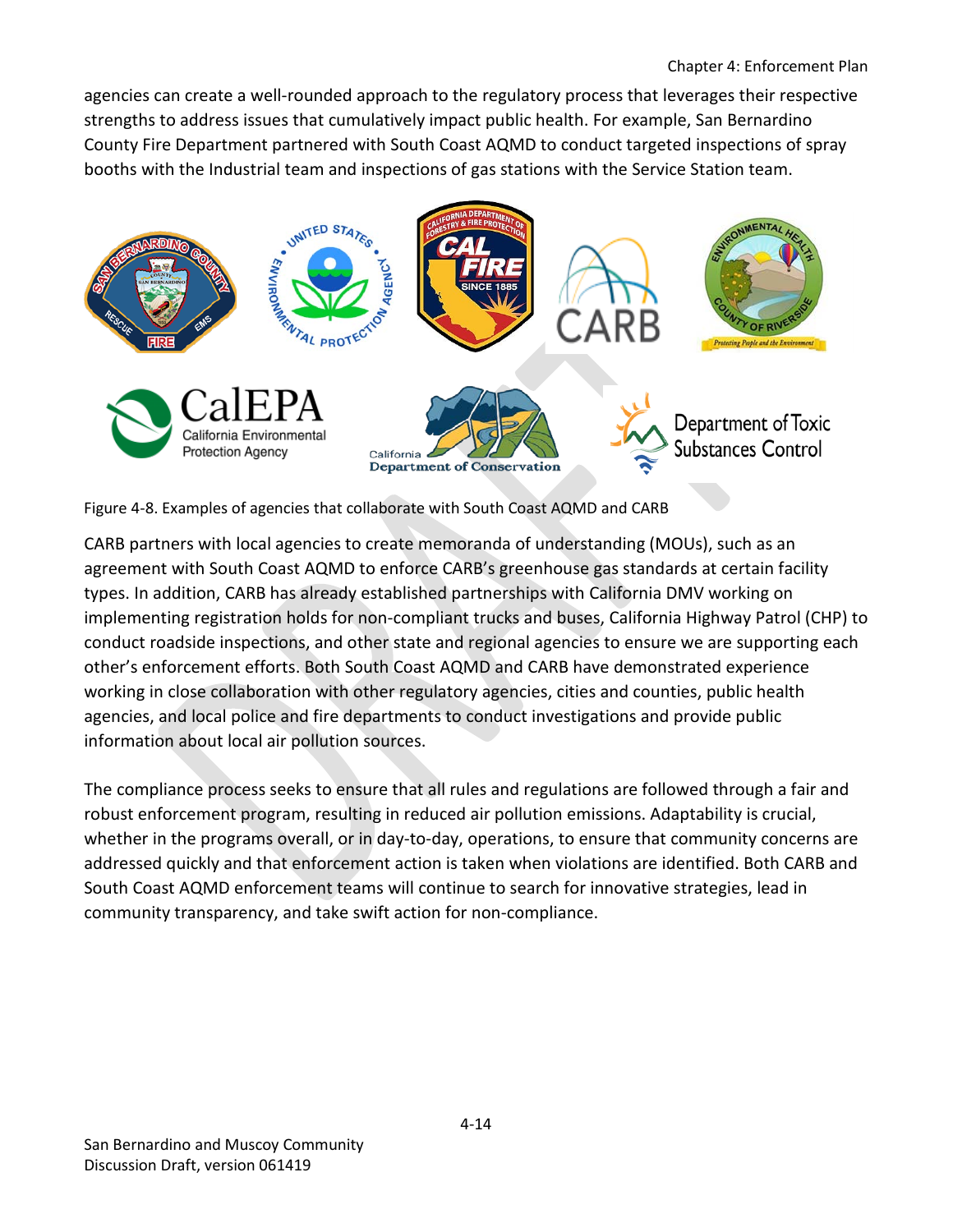agencies can create a well-rounded approach to the regulatory process that leverages their respective strengths to address issues that cumulatively impact public health. For example, San Bernardino County Fire Department partnered with South Coast AQMD to conduct targeted inspections of spray booths with the Industrial team and inspections of gas stations with the Service Station team.

Figure 4-8. Examples of agencies that collaborate with South Coast AQMD and CARB

CARB partners with local agencies to create memoranda of understanding (MOUs), such as an agreement with South Coast AQMD to enforce CARB's greenhouse gas standards at certain facility types. In addition, CARB has already established partnerships with California DMV working on implementing registration holds for non-compliant trucks and buses, California Highway Patrol (CHP) to conduct roadside inspections, and other state and regional agencies to ensure we are supporting each other's enforcement efforts. Both South Coast AQMD and CARB have demonstrated experience working in close collaboration with other regulatory agencies, cities and counties, public health agencies, and local police and fire departments to conduct investigations and provide public information about local air pollution sources.

The compliance process seeks to ensure that all rules and regulations are followed through a fair and robust enforcement program, resulting in reduced air pollution emissions. Adaptability is crucial, whether in the programs overall, or in day-to-day, operations, to ensure that community concerns are addressed quickly and that enforcement action is taken when violations are identified. Both CARB and South Coast AQMD enforcement teams will continue to search for innovative strategies, lead in community transparency, and take swift action for non-compliance.